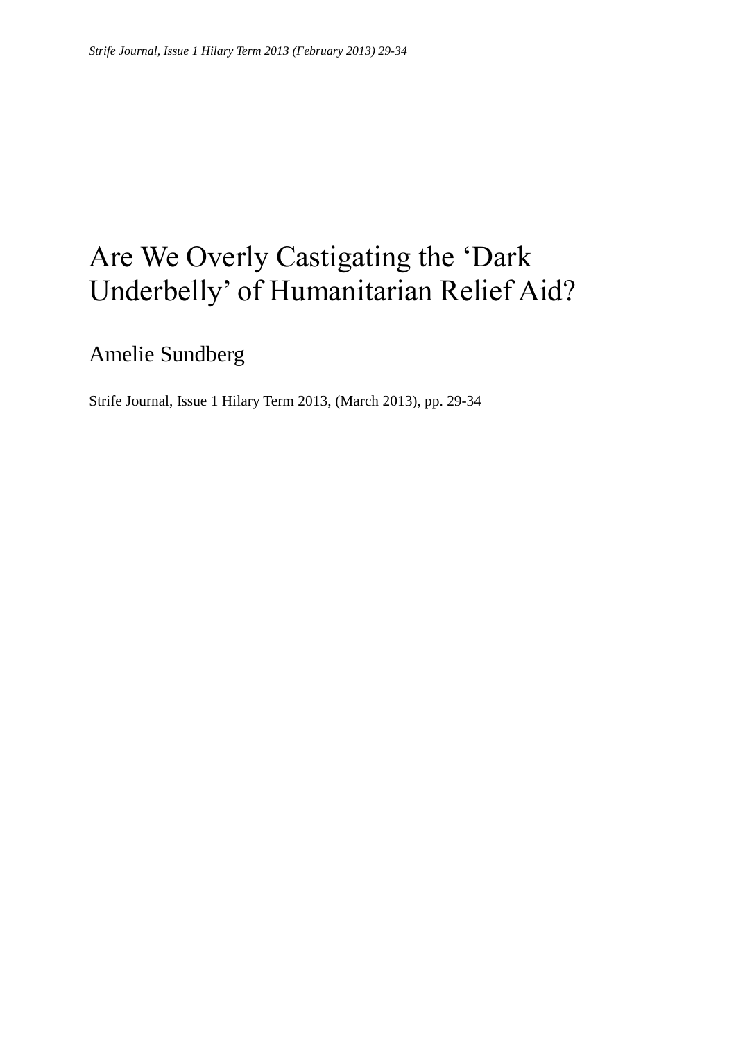# Are We Overly Castigating the 'Dark Underbelly' of Humanitarian Relief Aid?

Amelie Sundberg

Strife Journal, Issue 1 Hilary Term 2013, (March 2013), pp. 29-34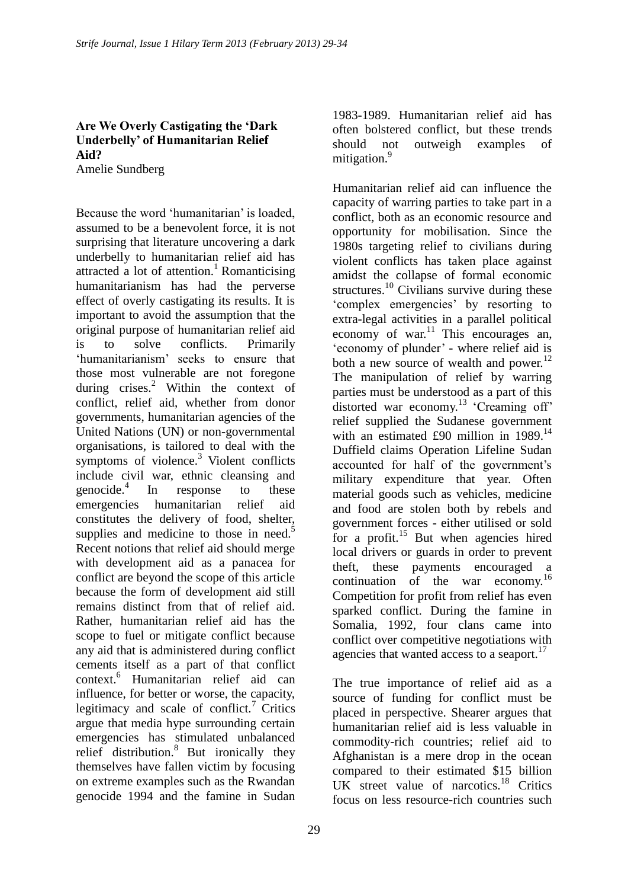**Are We Overly Castigating the 'Dark Underbelly' of Humanitarian Relief Aid?**
Amelie Sundberg

Because the word 'humanitarian' is loaded, assumed to be a benevolent force, it is not surprising that literature uncovering a dark underbelly to humanitarian relief aid has attracted a lot of attention.[1] Romanticising humanitarianism has had the perverse effect of overly castigating its results. It is important to avoid the assumption that the original purpose of humanitarian relief aid is to solve conflicts. Primarily 'humanitarianism' seeks to ensure that those most vulnerable are not foregone during crises.[2] Within the context of conflict, relief aid, whether from donor governments, humanitarian agencies of the United Nations (UN) or non-governmental organisations, is tailored to deal with the symptoms of violence.[3] Violent conflicts include civil war, ethnic cleansing and genocide.[4] In response to these emergencies humanitarian relief aid constitutes the delivery of food, shelter, supplies and medicine to those in need.[5] Recent notions that relief aid should merge with development aid as a panacea for conflict are beyond the scope of this article because the form of development aid still remains distinct from that of relief aid. Rather, humanitarian relief aid has the scope to fuel or mitigate conflict because any aid that is administered during conflict cements itself as a part of that conflict context.[6] Humanitarian relief aid can influence, for better or worse, the capacity, legitimacy and scale of conflict.[7] Critics argue that media hype surrounding certain emergencies has stimulated unbalanced relief distribution.[8] But ironically they themselves have fallen victim by focusing on extreme examples such as the Rwandan genocide 1994 and the famine in Sudan 1983-1989. Humanitarian relief aid has often bolstered conflict, but these trends should not outweigh examples of mitigation.[9]

Humanitarian relief aid can influence the capacity of warring parties to take part in a conflict, both as an economic resource and opportunity for mobilisation. Since the 1980s targeting relief to civilians during violent conflicts has taken place against amidst the collapse of formal economic structures.[10] Civilians survive during these 'complex emergencies' by resorting to extra-legal activities in a parallel political economy of war.[11] This encourages an, 'economy of plunder' - where relief aid is both a new source of wealth and power.[12] The manipulation of relief by warring parties must be understood as a part of this distorted war economy.[13] 'Creaming off' relief supplied the Sudanese government with an estimated £90 million in 1989.[14] Duffield claims Operation Lifeline Sudan accounted for half of the government's military expenditure that year. Often material goods such as vehicles, medicine and food are stolen both by rebels and government forces - either utilised or sold for a profit.[15] But when agencies hired local drivers or guards in order to prevent theft, these payments encouraged a continuation of the war economy.[16] Competition for profit from relief has even sparked conflict. During the famine in Somalia, 1992, four clans came into conflict over competitive negotiations with agencies that wanted access to a seaport.[17]

The true importance of relief aid as a source of funding for conflict must be placed in perspective. Shearer argues that humanitarian relief aid is less valuable in commodity-rich countries; relief aid to Afghanistan is a mere drop in the ocean compared to their estimated \$15 billion UK street value of narcotics.[18] Critics focus on less resource-rich countries such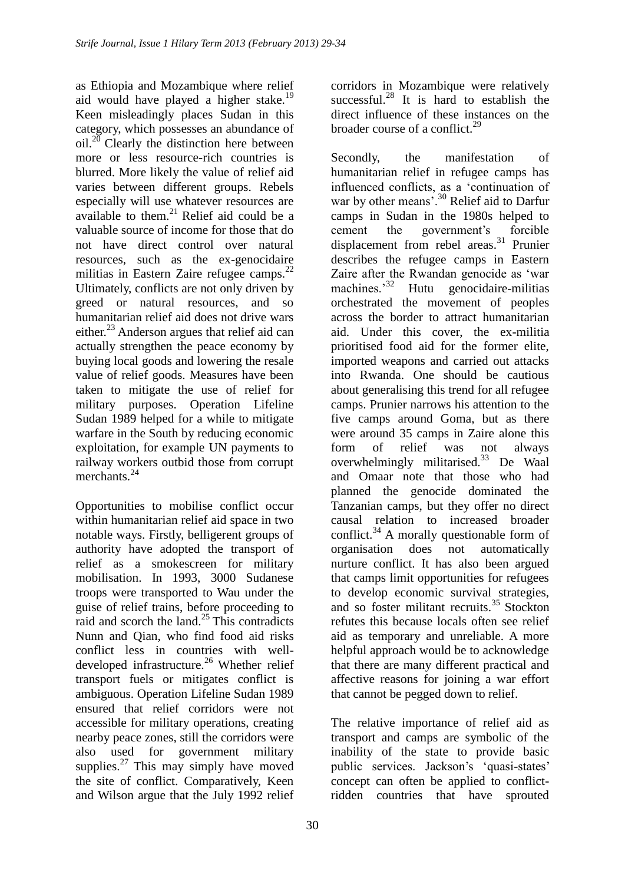as Ethiopia and Mozambique where relief aid would have played a higher stake.[19] Keen misleadingly places Sudan in this category, which possesses an abundance of oil.[20] Clearly the distinction here between more or less resource-rich countries is blurred. More likely the value of relief aid varies between different groups. Rebels especially will use whatever resources are available to them.[21] Relief aid could be a valuable source of income for those that do not have direct control over natural resources, such as the ex-genocidaire militias in Eastern Zaire refugee camps.[22] Ultimately, conflicts are not only driven by greed or natural resources, and so humanitarian relief aid does not drive wars either.[23] Anderson argues that relief aid can actually strengthen the peace economy by buying local goods and lowering the resale value of relief goods. Measures have been taken to mitigate the use of relief for military purposes. Operation Lifeline Sudan 1989 helped for a while to mitigate warfare in the South by reducing economic exploitation, for example UN payments to railway workers outbid those from corrupt merchants.[24]

Opportunities to mobilise conflict occur within humanitarian relief aid space in two notable ways. Firstly, belligerent groups of authority have adopted the transport of relief as a smokescreen for military mobilisation. In 1993, 3000 Sudanese troops were transported to Wau under the guise of relief trains, before proceeding to raid and scorch the land.[25] This contradicts Nunn and Qian, who find food aid risks conflict less in countries with well-developed infrastructure.[26] Whether relief transport fuels or mitigates conflict is ambiguous. Operation Lifeline Sudan 1989 ensured that relief corridors were not accessible for military operations, creating nearby peace zones, still the corridors were also used for government military supplies.[27] This may simply have moved the site of conflict. Comparatively, Keen and Wilson argue that the July 1992 relief corridors in Mozambique were relatively successful.[28] It is hard to establish the direct influence of these instances on the broader course of a conflict.[29]

Secondly, the manifestation of humanitarian relief in refugee camps has influenced conflicts, as a 'continuation of war by other means'.[30] Relief aid to Darfur camps in Sudan in the 1980s helped to cement the government's forcible displacement from rebel areas.[31] Prunier describes the refugee camps in Eastern Zaire after the Rwandan genocide as 'war machines.'[32] Hutu genocidaire-militias orchestrated the movement of peoples across the border to attract humanitarian aid. Under this cover, the ex-militia prioritised food aid for the former elite, imported weapons and carried out attacks into Rwanda. One should be cautious about generalising this trend for all refugee camps. Prunier narrows his attention to the five camps around Goma, but as there were around 35 camps in Zaire alone this form of relief was not always overwhelmingly militarised.[33] De Waal and Omaar note that those who had planned the genocide dominated the Tanzanian camps, but they offer no direct causal relation to increased broader conflict.[34] A morally questionable form of organisation does not automatically nurture conflict. It has also been argued that camps limit opportunities for refugees to develop economic survival strategies, and so foster militant recruits.[35] Stockton refutes this because locals often see relief aid as temporary and unreliable. A more helpful approach would be to acknowledge that there are many different practical and affective reasons for joining a war effort that cannot be pegged down to relief.

The relative importance of relief aid as transport and camps are symbolic of the inability of the state to provide basic public services. Jackson's 'quasi-states' concept can often be applied to conflict-ridden countries that have sprouted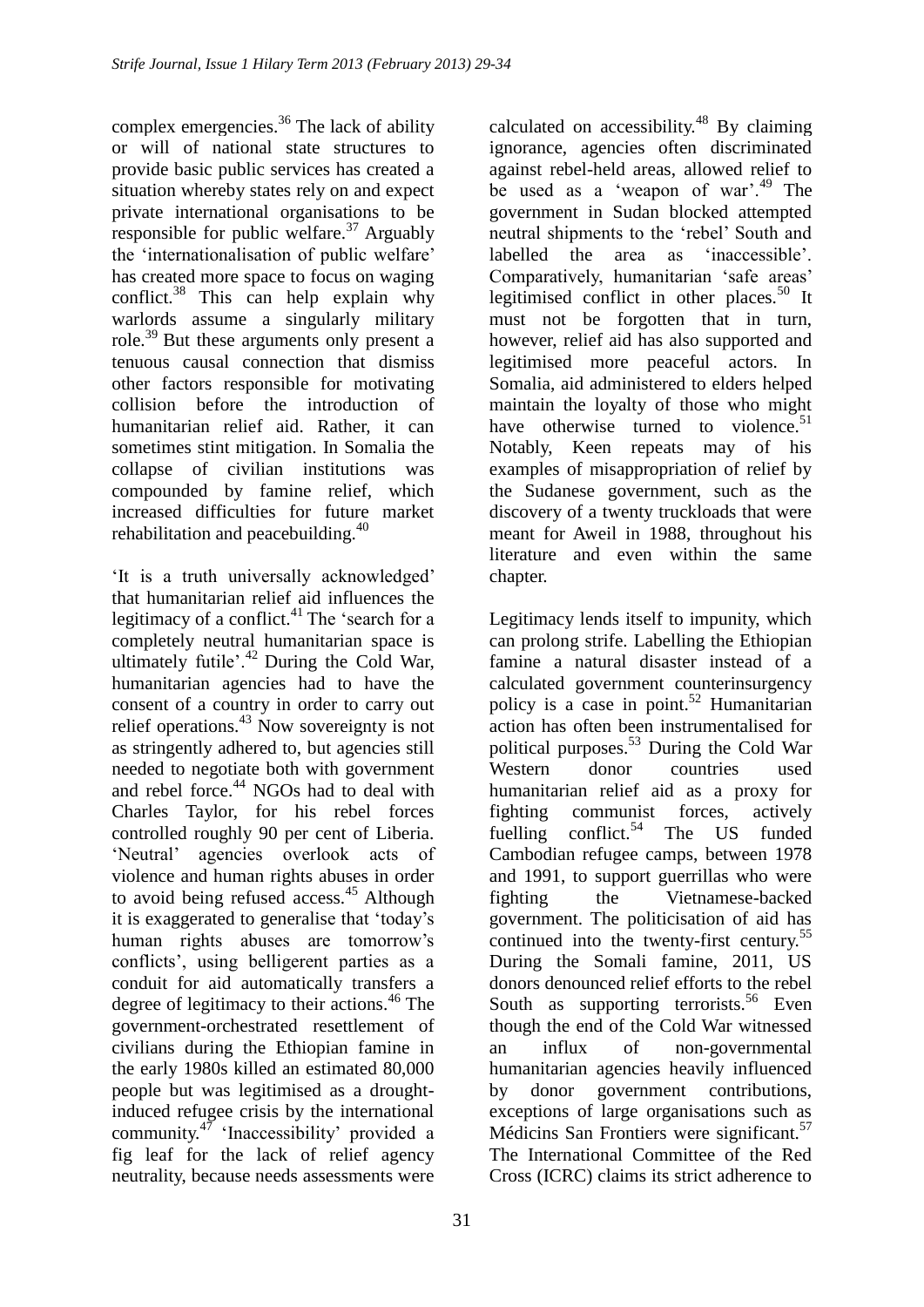complex emergencies.[36] The lack of ability or will of national state structures to provide basic public services has created a situation whereby states rely on and expect private international organisations to be responsible for public welfare.[37] Arguably the 'internationalisation of public welfare' has created more space to focus on waging conflict.[38] This can help explain why warlords assume a singularly military role.[39] But these arguments only present a tenuous causal connection that dismiss other factors responsible for motivating collision before the introduction of humanitarian relief aid. Rather, it can sometimes stint mitigation. In Somalia the collapse of civilian institutions was compounded by famine relief, which increased difficulties for future market rehabilitation and peacebuilding.[40]

'It is a truth universally acknowledged' that humanitarian relief aid influences the legitimacy of a conflict.[41] The 'search for a completely neutral humanitarian space is ultimately futile'.[42] During the Cold War, humanitarian agencies had to have the consent of a country in order to carry out relief operations.[43] Now sovereignty is not as stringently adhered to, but agencies still needed to negotiate both with government and rebel force.[44] NGOs had to deal with Charles Taylor, for his rebel forces controlled roughly 90 per cent of Liberia. 'Neutral' agencies overlook acts of violence and human rights abuses in order to avoid being refused access.[45] Although it is exaggerated to generalise that 'today's human rights abuses are tomorrow's conflicts', using belligerent parties as a conduit for aid automatically transfers a degree of legitimacy to their actions.[46] The government-orchestrated resettlement of civilians during the Ethiopian famine in the early 1980s killed an estimated 80,000 people but was legitimised as a drought-induced refugee crisis by the international community.[47] 'Inaccessibility' provided a fig leaf for the lack of relief agency neutrality, because needs assessments were calculated on accessibility.[48] By claiming ignorance, agencies often discriminated against rebel-held areas, allowed relief to be used as a 'weapon of war'.[49] The government in Sudan blocked attempted neutral shipments to the 'rebel' South and labelled the area as 'inaccessible'. Comparatively, humanitarian 'safe areas' legitimised conflict in other places.[50] It must not be forgotten that in turn, however, relief aid has also supported and legitimised more peaceful actors. In Somalia, aid administered to elders helped maintain the loyalty of those who might have otherwise turned to violence.[51] Notably, Keen repeats may of his examples of misappropriation of relief by the Sudanese government, such as the discovery of a twenty truckloads that were meant for Aweil in 1988, throughout his literature and even within the same chapter.

Legitimacy lends itself to impunity, which can prolong strife. Labelling the Ethiopian famine a natural disaster instead of a calculated government counterinsurgency policy is a case in point.[52] Humanitarian action has often been instrumentalised for political purposes.[53] During the Cold War Western donor countries used humanitarian relief aid as a proxy for fighting communist forces, actively fuelling conflict.[54] The US funded Cambodian refugee camps, between 1978 and 1991, to support guerrillas who were fighting the Vietnamese-backed government. The politicisation of aid has continued into the twenty-first century.[55] During the Somali famine, 2011, US donors denounced relief efforts to the rebel South as supporting terrorists.[56] Even though the end of the Cold War witnessed an influx of non-governmental humanitarian agencies heavily influenced by donor government contributions, exceptions of large organisations such as Médicins San Frontiers were significant.[57] The International Committee of the Red Cross (ICRC) claims its strict adherence to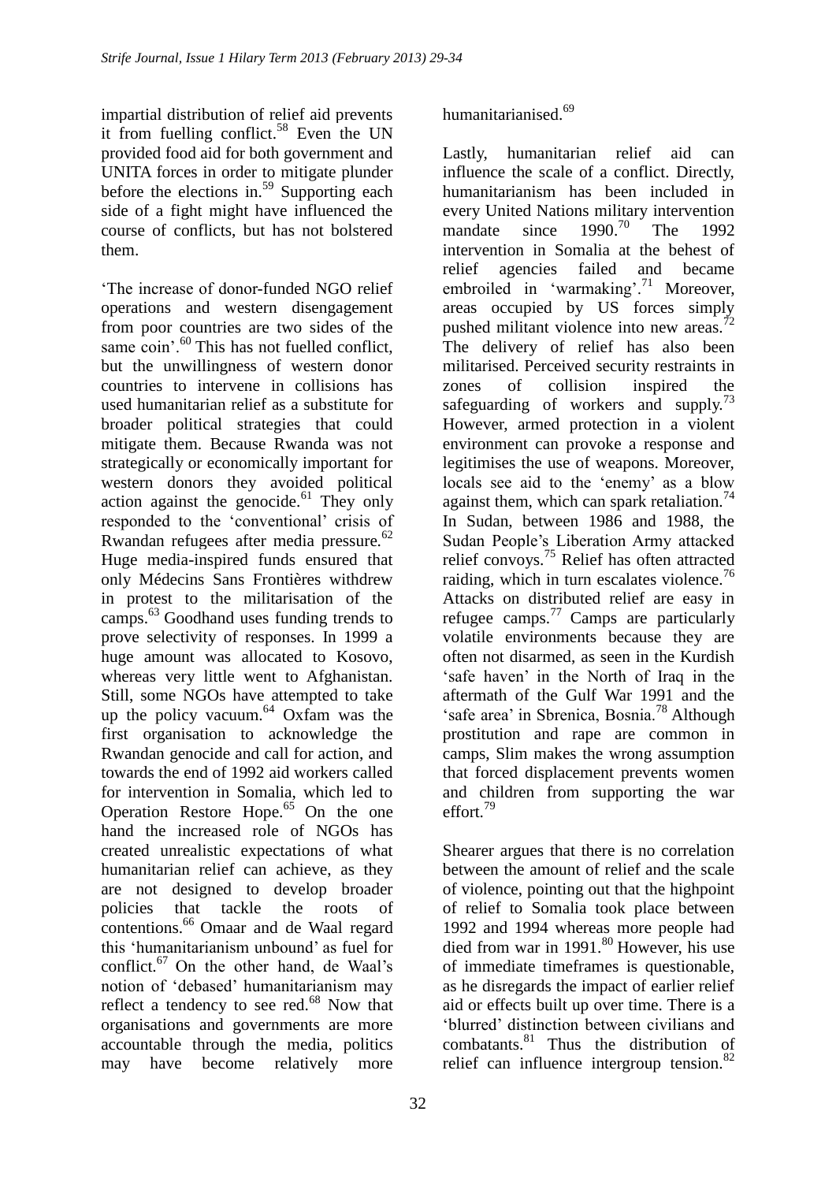impartial distribution of relief aid prevents it from fuelling conflict.[58] Even the UN provided food aid for both government and UNITA forces in order to mitigate plunder before the elections in.[59] Supporting each side of a fight might have influenced the course of conflicts, but has not bolstered them.

'The increase of donor-funded NGO relief operations and western disengagement from poor countries are two sides of the same coin'.[60] This has not fuelled conflict, but the unwillingness of western donor countries to intervene in collisions has used humanitarian relief as a substitute for broader political strategies that could mitigate them. Because Rwanda was not strategically or economically important for western donors they avoided political action against the genocide.[61] They only responded to the 'conventional' crisis of Rwandan refugees after media pressure.[62] Huge media-inspired funds ensured that only Médecins Sans Frontières withdrew in protest to the militarisation of the camps.[63] Goodhand uses funding trends to prove selectivity of responses. In 1999 a huge amount was allocated to Kosovo, whereas very little went to Afghanistan. Still, some NGOs have attempted to take up the policy vacuum.[64] Oxfam was the first organisation to acknowledge the Rwandan genocide and call for action, and towards the end of 1992 aid workers called for intervention in Somalia, which led to Operation Restore Hope.[65] On the one hand the increased role of NGOs has created unrealistic expectations of what humanitarian relief can achieve, as they are not designed to develop broader policies that tackle the roots of contentions.[66] Omaar and de Waal regard this 'humanitarianism unbound' as fuel for conflict.[67] On the other hand, de Waal's notion of 'debased' humanitarianism may reflect a tendency to see red.[68] Now that organisations and governments are more accountable through the media, politics may have become relatively more humanitarianised.[69]

Lastly, humanitarian relief aid can influence the scale of a conflict. Directly, humanitarianism has been included in every United Nations military intervention mandate since 1990.[70] The 1992 intervention in Somalia at the behest of relief agencies failed and became embroiled in 'warmaking'.[71] Moreover, areas occupied by US forces simply pushed militant violence into new areas.[72] The delivery of relief has also been militarised. Perceived security restraints in zones of collision inspired the safeguarding of workers and supply.[73] However, armed protection in a violent environment can provoke a response and legitimises the use of weapons. Moreover, locals see aid to the 'enemy' as a blow against them, which can spark retaliation.[74] In Sudan, between 1986 and 1988, the Sudan People's Liberation Army attacked relief convoys.[75] Relief has often attracted raiding, which in turn escalates violence.[76] Attacks on distributed relief are easy in refugee camps.[77] Camps are particularly volatile environments because they are often not disarmed, as seen in the Kurdish 'safe haven' in the North of Iraq in the aftermath of the Gulf War 1991 and the 'safe area' in Sbrenica, Bosnia.[78] Although prostitution and rape are common in camps, Slim makes the wrong assumption that forced displacement prevents women and children from supporting the war effort.[79]

Shearer argues that there is no correlation between the amount of relief and the scale of violence, pointing out that the highpoint of relief to Somalia took place between 1992 and 1994 whereas more people had died from war in 1991.[80] However, his use of immediate timeframes is questionable, as he disregards the impact of earlier relief aid or effects built up over time. There is a 'blurred' distinction between civilians and combatants.[81] Thus the distribution of relief can influence intergroup tension.[82]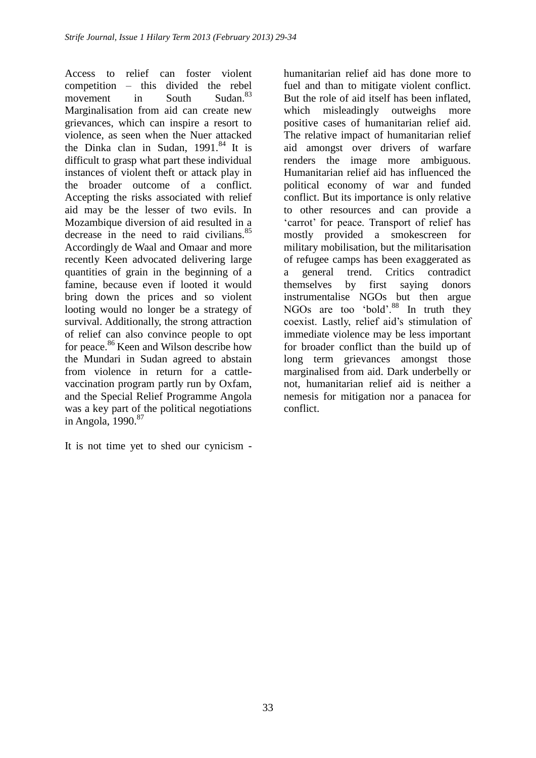Access to relief can foster violent competition – this divided the rebel movement in South Sudan.[83] Marginalisation from aid can create new grievances, which can inspire a resort to violence, as seen when the Nuer attacked the Dinka clan in Sudan, 1991.[84] It is difficult to grasp what part these individual instances of violent theft or attack play in the broader outcome of a conflict. Accepting the risks associated with relief aid may be the lesser of two evils. In Mozambique diversion of aid resulted in a decrease in the need to raid civilians.[85] Accordingly de Waal and Omaar and more recently Keen advocated delivering large quantities of grain in the beginning of a famine, because even if looted it would bring down the prices and so violent looting would no longer be a strategy of survival. Additionally, the strong attraction of relief can also convince people to opt for peace.[86] Keen and Wilson describe how the Mundari in Sudan agreed to abstain from violence in return for a cattle-vaccination program partly run by Oxfam, and the Special Relief Programme Angola was a key part of the political negotiations in Angola, 1990.[87]

It is not time yet to shed our cynicism - humanitarian relief aid has done more to fuel and than to mitigate violent conflict. But the role of aid itself has been inflated, which misleadingly outweighs more positive cases of humanitarian relief aid. The relative impact of humanitarian relief aid amongst over drivers of warfare renders the image more ambiguous. Humanitarian relief aid has influenced the political economy of war and funded conflict. But its importance is only relative to other resources and can provide a 'carrot' for peace. Transport of relief has mostly provided a smokescreen for military mobilisation, but the militarisation of refugee camps has been exaggerated as a general trend. Critics contradict themselves by first saying donors instrumentalise NGOs but then argue NGOs are too 'bold'.[88] In truth they coexist. Lastly, relief aid's stimulation of immediate violence may be less important for broader conflict than the build up of long term grievances amongst those marginalised from aid. Dark underbelly or not, humanitarian relief aid is neither a nemesis for mitigation nor a panacea for conflict.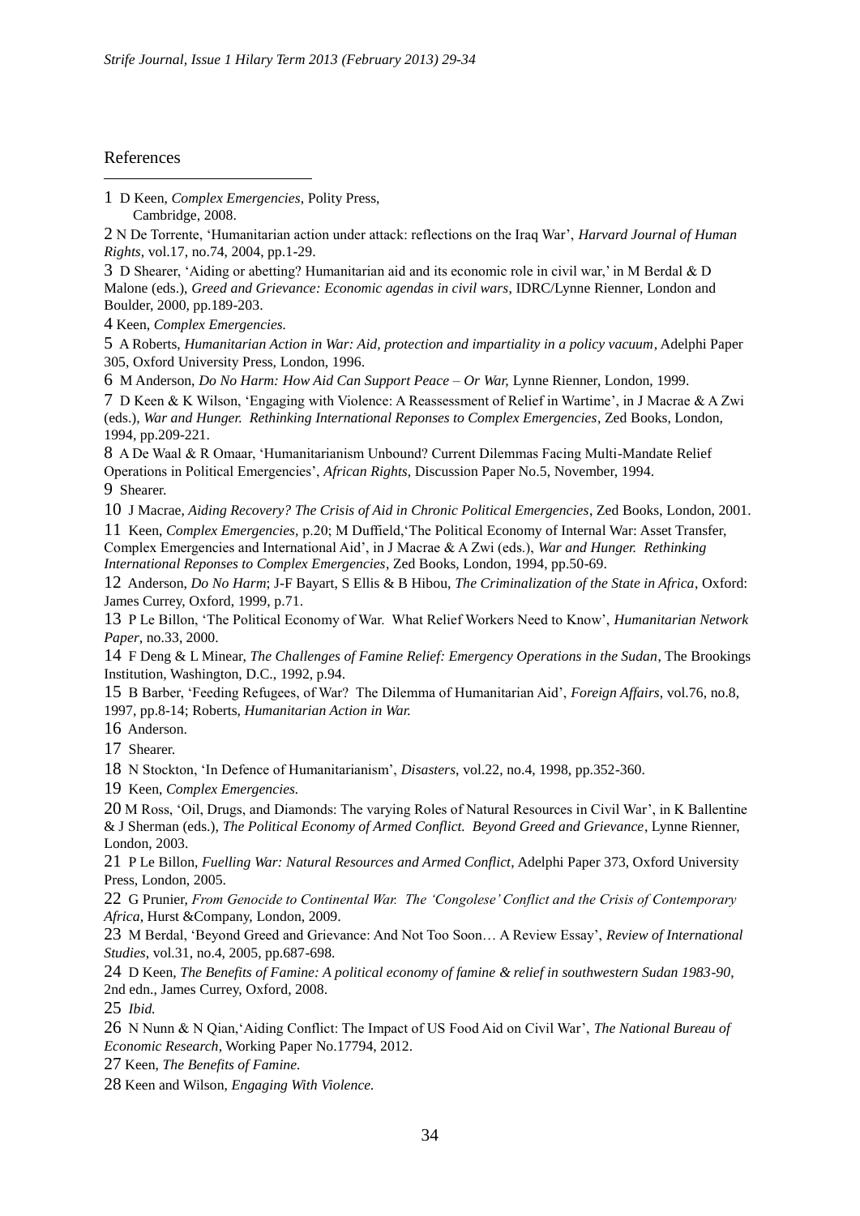## References

1 D Keen, *Complex Emergencies*, Polity Press, Cambridge, 2008.

2 N De Torrente, 'Humanitarian action under attack: reflections on the Iraq War', *Harvard Journal of Human Rights*, vol.17, no.74, 2004, pp.1-29.

3 D Shearer, 'Aiding or abetting? Humanitarian aid and its economic role in civil war,' in M Berdal & D Malone (eds.), *Greed and Grievance: Economic agendas in civil wars*, IDRC/Lynne Rienner, London and Boulder, 2000, pp.189-203.

4 Keen, *Complex Emergencies.*

5 A Roberts, *Humanitarian Action in War: Aid, protection and impartiality in a policy vacuum*, Adelphi Paper 305, Oxford University Press, London, 1996.

6 M Anderson, *Do No Harm: How Aid Can Support Peace – Or War,* Lynne Rienner, London, 1999.

7 D Keen & K Wilson, 'Engaging with Violence: A Reassessment of Relief in Wartime', in J Macrae & A Zwi (eds.), *War and Hunger. Rethinking International Reponses to Complex Emergencies*, Zed Books, London, 1994, pp.209-221.

8 A De Waal & R Omaar, 'Humanitarianism Unbound? Current Dilemmas Facing Multi-Mandate Relief Operations in Political Emergencies', *African Rights*, Discussion Paper No.5, November, 1994.

9 Shearer.

10 J Macrae, *Aiding Recovery? The Crisis of Aid in Chronic Political Emergencies*, Zed Books, London, 2001.

11 Keen, *Complex Emergencies*, p.20; M Duffield,'The Political Economy of Internal War: Asset Transfer, Complex Emergencies and International Aid', in J Macrae & A Zwi (eds.), *War and Hunger. Rethinking International Reponses to Complex Emergencies*, Zed Books, London, 1994, pp.50-69.

12 Anderson, *Do No Harm*; J-F Bayart, S Ellis & B Hibou, *The Criminalization of the State in Africa*, Oxford: James Currey, Oxford, 1999, p.71.

13 P Le Billon, 'The Political Economy of War. What Relief Workers Need to Know', *Humanitarian Network Paper*, no.33, 2000.

14 F Deng & L Minear, *The Challenges of Famine Relief: Emergency Operations in the Sudan*, The Brookings Institution, Washington, D.C., 1992, p.94.

15 B Barber, 'Feeding Refugees, of War? The Dilemma of Humanitarian Aid', *Foreign Affairs*, vol.76, no.8, 1997, pp.8-14; Roberts, *Humanitarian Action in War.*

16 Anderson.

17 Shearer.

18 N Stockton, 'In Defence of Humanitarianism', *Disasters*, vol.22, no.4, 1998, pp.352-360.

19 Keen, *Complex Emergencies.*

20 M Ross, 'Oil, Drugs, and Diamonds: The varying Roles of Natural Resources in Civil War', in K Ballentine & J Sherman (eds.), *The Political Economy of Armed Conflict. Beyond Greed and Grievance*, Lynne Rienner, London, 2003.

21 P Le Billon, *Fuelling War: Natural Resources and Armed Conflict*, Adelphi Paper 373, Oxford University Press, London, 2005.

22 G Prunier, *From Genocide to Continental War. The 'Congolese' Conflict and the Crisis of Contemporary Africa*, Hurst &Company, London, 2009.

23 M Berdal, 'Beyond Greed and Grievance: And Not Too Soon… A Review Essay', *Review of International Studies*, vol.31, no.4, 2005, pp.687-698.

24 D Keen, *The Benefits of Famine: A political economy of famine & relief in southwestern Sudan 1983-90*, 2nd edn., James Currey, Oxford, 2008.

25 *Ibid.*

26 N Nunn & N Qian,'Aiding Conflict: The Impact of US Food Aid on Civil War', *The National Bureau of Economic Research*, Working Paper No.17794, 2012.

27 Keen, *The Benefits of Famine.*

28 Keen and Wilson, *Engaging With Violence.*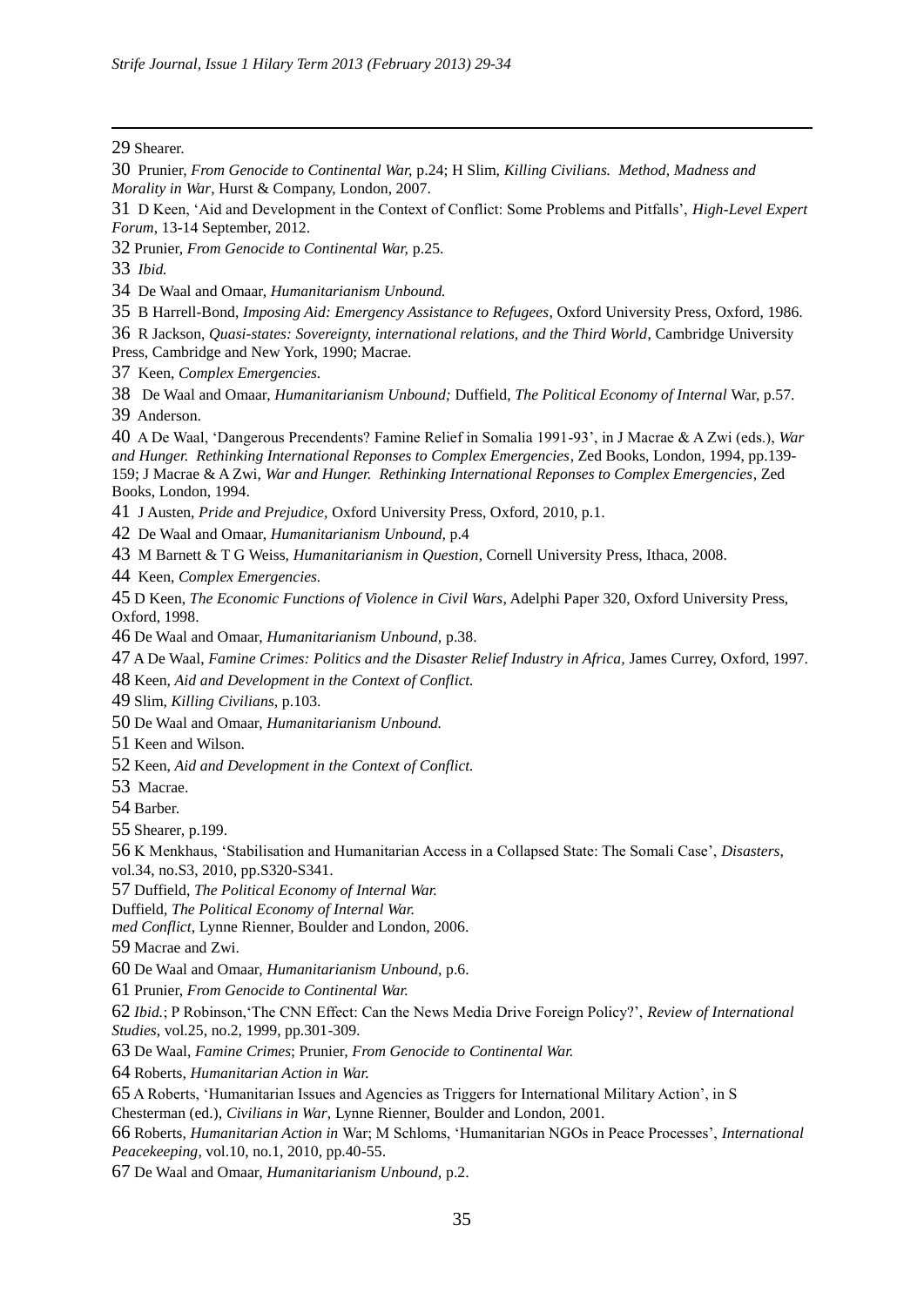29 Shearer.

30 Prunier, *From Genocide to Continental War,* p.24; H Slim, *Killing Civilians. Method, Madness and Morality in War*, Hurst & Company, London, 2007.

31 D Keen, 'Aid and Development in the Context of Conflict: Some Problems and Pitfalls', *High-Level Expert Forum*, 13-14 September, 2012.

32 Prunier, *From Genocide to Continental War,* p.25.

33 *Ibid.*

34 De Waal and Omaar, *Humanitarianism Unbound.*

35 B Harrell-Bond, *Imposing Aid: Emergency Assistance to Refugees*, Oxford University Press, Oxford, 1986.

36 R Jackson, *Quasi-states: Sovereignty, international relations, and the Third World*, Cambridge University Press, Cambridge and New York, 1990; Macrae.

37 Keen, *Complex Emergencies.*

38 De Waal and Omaar, *Humanitarianism Unbound;* Duffield, *The Political Economy of Internal* War, p.57.

39 Anderson.

40 A De Waal, 'Dangerous Precendents? Famine Relief in Somalia 1991-93', in J Macrae & A Zwi (eds.), *War and Hunger. Rethinking International Reponses to Complex Emergencies*, Zed Books, London, 1994, pp.139-159; J Macrae & A Zwi, *War and Hunger. Rethinking International Reponses to Complex Emergencies*, Zed Books, London, 1994.

41 J Austen, *Pride and Prejudice,* Oxford University Press, Oxford, 2010, p.1.

42 De Waal and Omaar, *Humanitarianism Unbound,* p.4

43 M Barnett & T G Weiss, *Humanitarianism in Question*, Cornell University Press, Ithaca, 2008.

44 Keen, *Complex Emergencies.*

45 D Keen, *The Economic Functions of Violence in Civil Wars*, Adelphi Paper 320, Oxford University Press, Oxford, 1998.

46 De Waal and Omaar, *Humanitarianism Unbound*, p.38.

47 A De Waal, *Famine Crimes: Politics and the Disaster Relief Industry in Africa,* James Currey, Oxford, 1997.

48 Keen, *Aid and Development in the Context of Conflict.*

49 Slim, *Killing Civilians,* p.103.

50 De Waal and Omaar, *Humanitarianism Unbound.*

51 Keen and Wilson.

52 Keen, *Aid and Development in the Context of Conflict.*

53 Macrae.

54 Barber.

55 Shearer, p.199.

56 K Menkhaus, 'Stabilisation and Humanitarian Access in a Collapsed State: The Somali Case', *Disasters*, vol.34, no.S3, 2010, pp.S320-S341.

57 Duffield, *The Political Economy of Internal War.*

Duffield, *The Political Economy of Internal War.*

*med Conflict*, Lynne Rienner, Boulder and London, 2006.

59 Macrae and Zwi.

60 De Waal and Omaar, *Humanitarianism Unbound*, p.6.

61 Prunier, *From Genocide to Continental War.*

62 *Ibid.*; P Robinson,'The CNN Effect: Can the News Media Drive Foreign Policy?', *Review of International Studies*, vol.25, no.2, 1999, pp.301-309.

63 De Waal, *Famine Crimes*; Prunier, *From Genocide to Continental War.*

64 Roberts, *Humanitarian Action in War.*

65 A Roberts, 'Humanitarian Issues and Agencies as Triggers for International Military Action', in S Chesterman (ed.), *Civilians in War*, Lynne Rienner, Boulder and London, 2001.

66 Roberts, *Humanitarian Action in* War; M Schloms, 'Humanitarian NGOs in Peace Processes', *International Peacekeeping*, vol.10, no.1, 2010, pp.40-55.

67 De Waal and Omaar, *Humanitarianism Unbound*, p.2.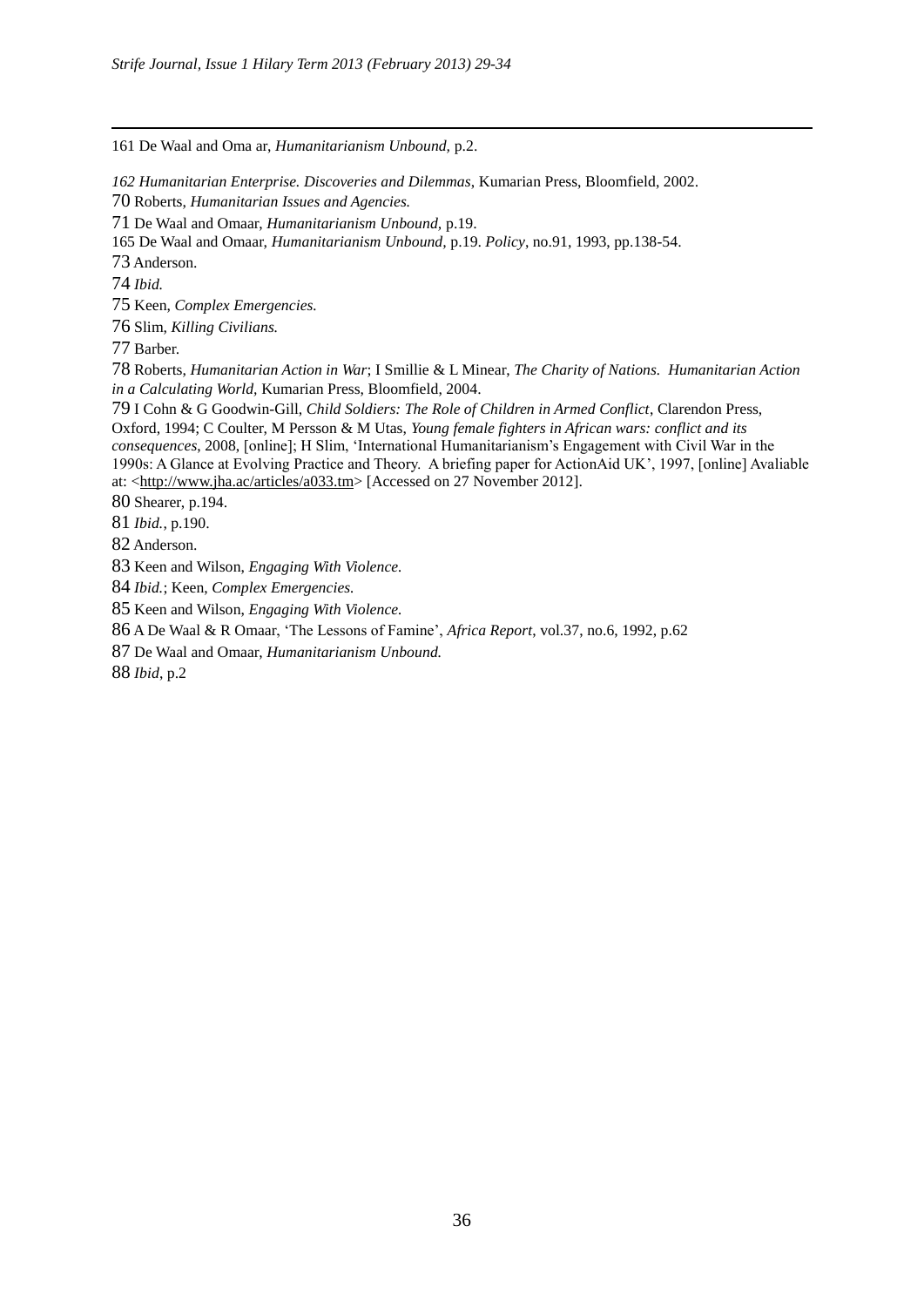161 De Waal and Oma ar, *Humanitarianism Unbound,* p.2.

*162 Humanitarian Enterprise. Discoveries and Dilemmas*, Kumarian Press, Bloomfield, 2002.

70 Roberts, *Humanitarian Issues and Agencies.*

71 De Waal and Omaar, *Humanitarianism Unbound,* p.19.

165 De Waal and Omaar, *Humanitarianism Unbound,* p.19. *Policy*, no.91, 1993, pp.138-54.

73 Anderson.

74 *Ibid.*

75 Keen, *Complex Emergencies.*

76 Slim, *Killing Civilians.*

77 Barber.

78 Roberts, *Humanitarian Action in War*; I Smillie & L Minear, *The Charity of Nations. Humanitarian Action in a Calculating World*, Kumarian Press, Bloomfield, 2004.

79 I Cohn & G Goodwin-Gill, *Child Soldiers: The Role of Children in Armed Conflict*, Clarendon Press, Oxford, 1994; C Coulter, M Persson & M Utas, *Young female fighters in African wars: conflict and its consequences*, 2008, [online]; H Slim, 'International Humanitarianism's Engagement with Civil War in the 1990s: A Glance at Evolving Practice and Theory. A briefing paper for ActionAid UK', 1997, [online] Avaliable at: <http://www.jha.ac/articles/a033.tm> [Accessed on 27 November 2012].

80 Shearer, p.194.

81 *Ibid.*, p.190.

82 Anderson.

83 Keen and Wilson, *Engaging With Violence.*

84 *Ibid.*; Keen, *Complex Emergencies.*

85 Keen and Wilson, *Engaging With Violence.*

86 A De Waal & R Omaar, 'The Lessons of Famine', *Africa Report*, vol.37, no.6, 1992, p.62

87 De Waal and Omaar, *Humanitarianism Unbound.*

88 *Ibid*, p.2